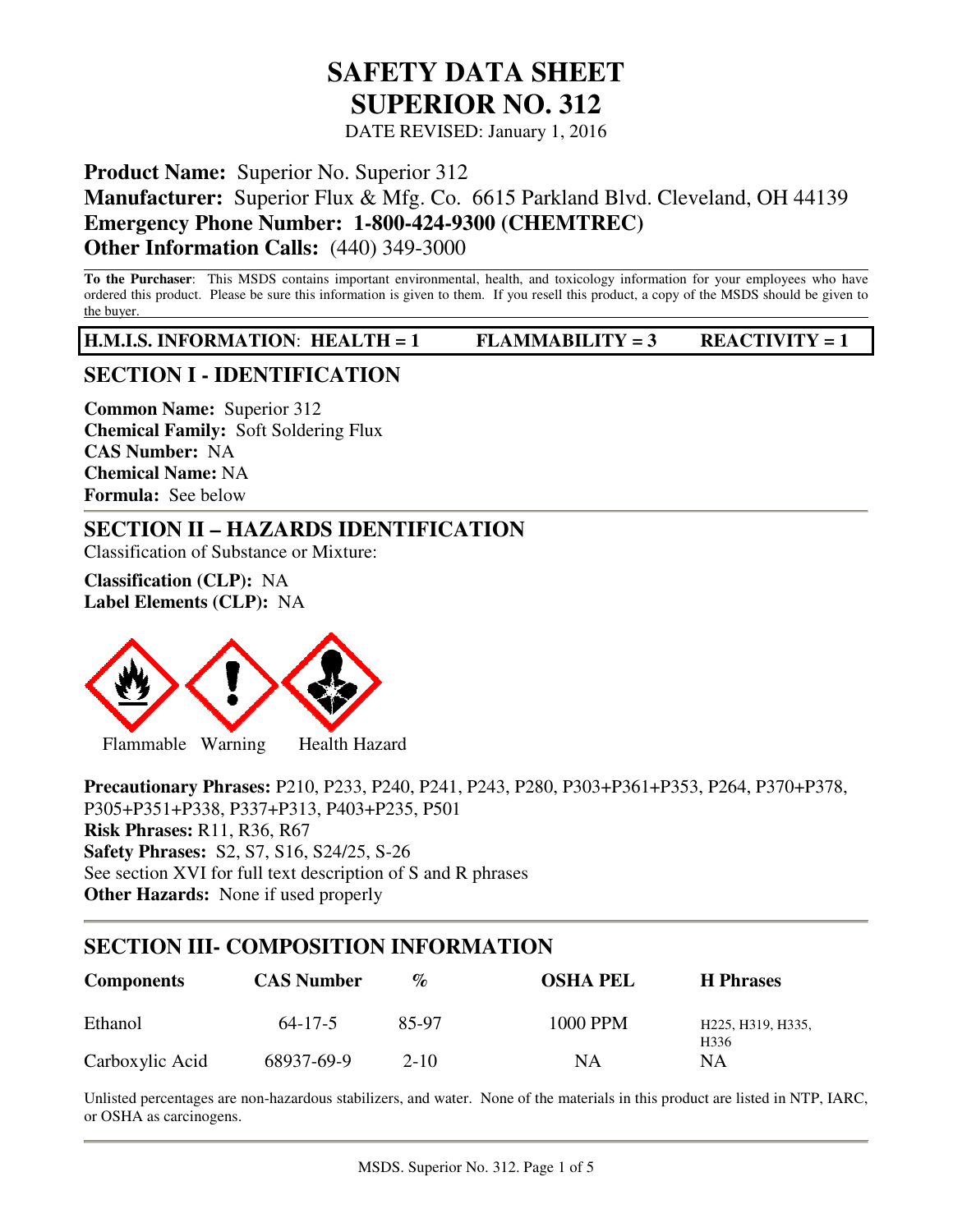# SAFETY DATA SHEET
# SUPERIOR NO. 312

DATE REVISED: January 1, 2016

**Product Name:** Superior No. Superior 312
**Manufacturer:** Superior Flux & Mfg. Co. 6615 Parkland Blvd. Cleveland, OH 44139
**Emergency Phone Number: 1-800-424-9300 (CHEMTREC)**
**Other Information Calls:** (440) 349-3000

**To the Purchaser**: This MSDS contains important environmental, health, and toxicology information for your employees who have ordered this product. Please be sure this information is given to them. If you resell this product, a copy of the MSDS should be given to the buyer.

**H.M.I.S. INFORMATION: HEALTH = 1 FLAMMABILITY = 3 REACTIVITY = 1**

## SECTION I - IDENTIFICATION

**Common Name:** Superior 312
**Chemical Family:** Soft Soldering Flux
**CAS Number:** NA
**Chemical Name:** NA
**Formula:** See below

## SECTION II – HAZARDS IDENTIFICATION

Classification of Substance or Mixture:

**Classification (CLP):** NA
**Label Elements (CLP):** NA

Flammable Warning Health Hazard

**Precautionary Phrases:** P210, P233, P240, P241, P243, P280, P303+P361+P353, P264, P370+P378, P305+P351+P338, P337+P313, P403+P235, P501
**Risk Phrases:** R11, R36, R67
**Safety Phrases:** S2, S7, S16, S24/25, S-26
See section XVI for full text description of S and R phrases
**Other Hazards:** None if used properly

## SECTION III- COMPOSITION INFORMATION

| Components | CAS Number | % | OSHA PEL | H Phrases |
|---|---|---|---|---|
| Ethanol | 64-17-5 | 85-97 | 1000 PPM | H225, H319, H335, H336 |
| Carboxylic Acid | 68937-69-9 | 2-10 | NA | NA |

Unlisted percentages are non-hazardous stabilizers, and water. None of the materials in this product are listed in NTP, IARC, or OSHA as carcinogens.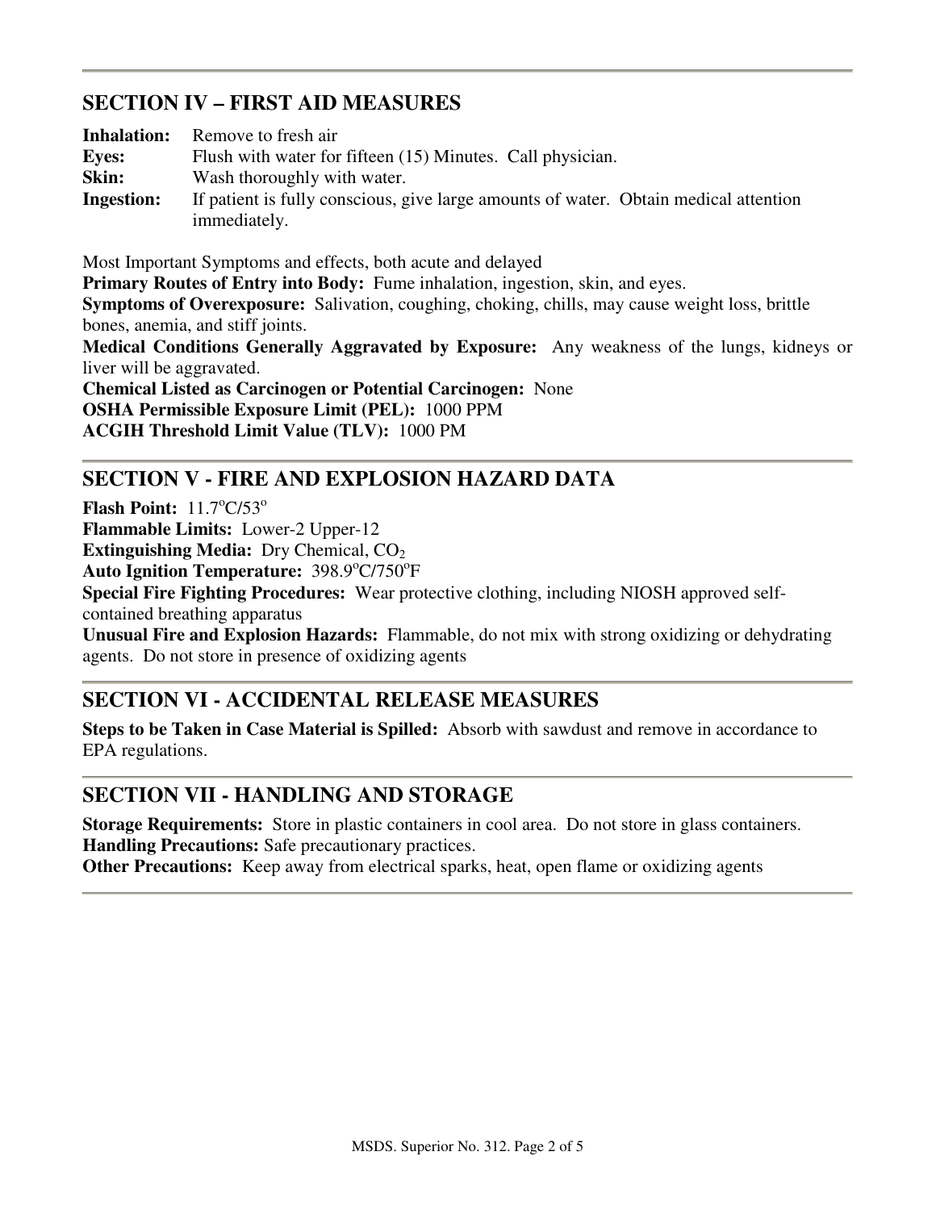## SECTION IV – FIRST AID MEASURES

**Inhalation:** Remove to fresh air
**Eyes:** Flush with water for fifteen (15) Minutes. Call physician.
**Skin:** Wash thoroughly with water.
**Ingestion:** If patient is fully conscious, give large amounts of water. Obtain medical attention immediately.

Most Important Symptoms and effects, both acute and delayed
**Primary Routes of Entry into Body:** Fume inhalation, ingestion, skin, and eyes.
**Symptoms of Overexposure:** Salivation, coughing, choking, chills, may cause weight loss, brittle bones, anemia, and stiff joints.
**Medical Conditions Generally Aggravated by Exposure:** Any weakness of the lungs, kidneys or liver will be aggravated.
**Chemical Listed as Carcinogen or Potential Carcinogen:** None
**OSHA Permissible Exposure Limit (PEL):** 1000 PPM
**ACGIH Threshold Limit Value (TLV):** 1000 PM

## SECTION V - FIRE AND EXPLOSION HAZARD DATA

**Flash Point:** 11.7°C/53°
**Flammable Limits:** Lower-2 Upper-12
**Extinguishing Media:** Dry Chemical, $CO_2$
**Auto Ignition Temperature:** 398.9°C/750°F
**Special Fire Fighting Procedures:** Wear protective clothing, including NIOSH approved self-contained breathing apparatus
**Unusual Fire and Explosion Hazards:** Flammable, do not mix with strong oxidizing or dehydrating agents. Do not store in presence of oxidizing agents

## SECTION VI - ACCIDENTAL RELEASE MEASURES

**Steps to be Taken in Case Material is Spilled:** Absorb with sawdust and remove in accordance to EPA regulations.

## SECTION VII - HANDLING AND STORAGE

**Storage Requirements:** Store in plastic containers in cool area. Do not store in glass containers.
**Handling Precautions:** Safe precautionary practices.
**Other Precautions:** Keep away from electrical sparks, heat, open flame or oxidizing agents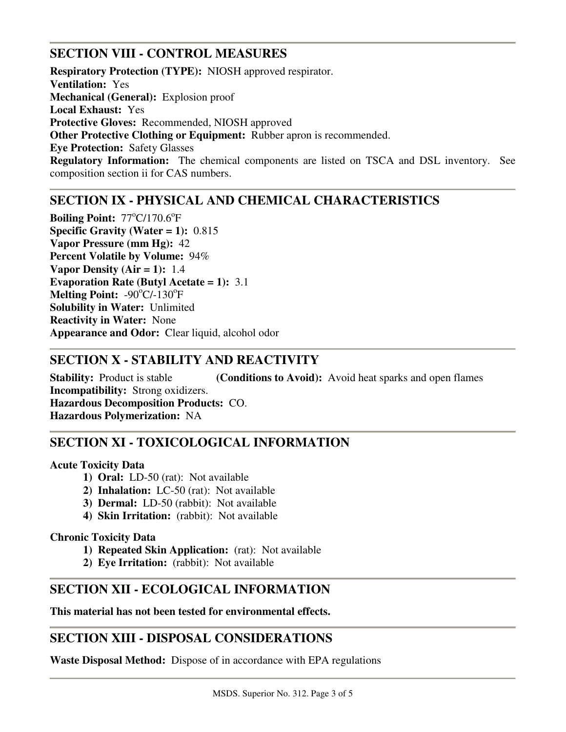## SECTION VIII - CONTROL MEASURES

**Respiratory Protection (TYPE):** NIOSH approved respirator.
**Ventilation:** Yes
**Mechanical (General):** Explosion proof
**Local Exhaust:** Yes
**Protective Gloves:** Recommended, NIOSH approved
**Other Protective Clothing or Equipment:** Rubber apron is recommended.
**Eye Protection:** Safety Glasses
**Regulatory Information:** The chemical components are listed on TSCA and DSL inventory. See composition section ii for CAS numbers.

## SECTION IX - PHYSICAL AND CHEMICAL CHARACTERISTICS

**Boiling Point:** 77°C/170.6°F
**Specific Gravity (Water = 1):** 0.815
**Vapor Pressure (mm Hg):** 42
**Percent Volatile by Volume:** 94%
**Vapor Density (Air = 1):** 1.4
**Evaporation Rate (Butyl Acetate = 1):** 3.1
**Melting Point:** -90°C/-130°F
**Solubility in Water:** Unlimited
**Reactivity in Water:** None
**Appearance and Odor:** Clear liquid, alcohol odor

## SECTION X - STABILITY AND REACTIVITY

**Stability:** Product is stable **(Conditions to Avoid):** Avoid heat sparks and open flames
**Incompatibility:** Strong oxidizers.
**Hazardous Decomposition Products:** CO.
**Hazardous Polymerization:** NA

## SECTION XI - TOXICOLOGICAL INFORMATION

**Acute Toxicity Data**

1) **Oral:** LD-50 (rat): Not available
2) **Inhalation:** LC-50 (rat): Not available
3) **Dermal:** LD-50 (rabbit): Not available
4) **Skin Irritation:** (rabbit): Not available

**Chronic Toxicity Data**

1) **Repeated Skin Application:** (rat): Not available
2) **Eye Irritation:** (rabbit): Not available

## SECTION XII - ECOLOGICAL INFORMATION

**This material has not been tested for environmental effects.**

## SECTION XIII - DISPOSAL CONSIDERATIONS

**Waste Disposal Method:** Dispose of in accordance with EPA regulations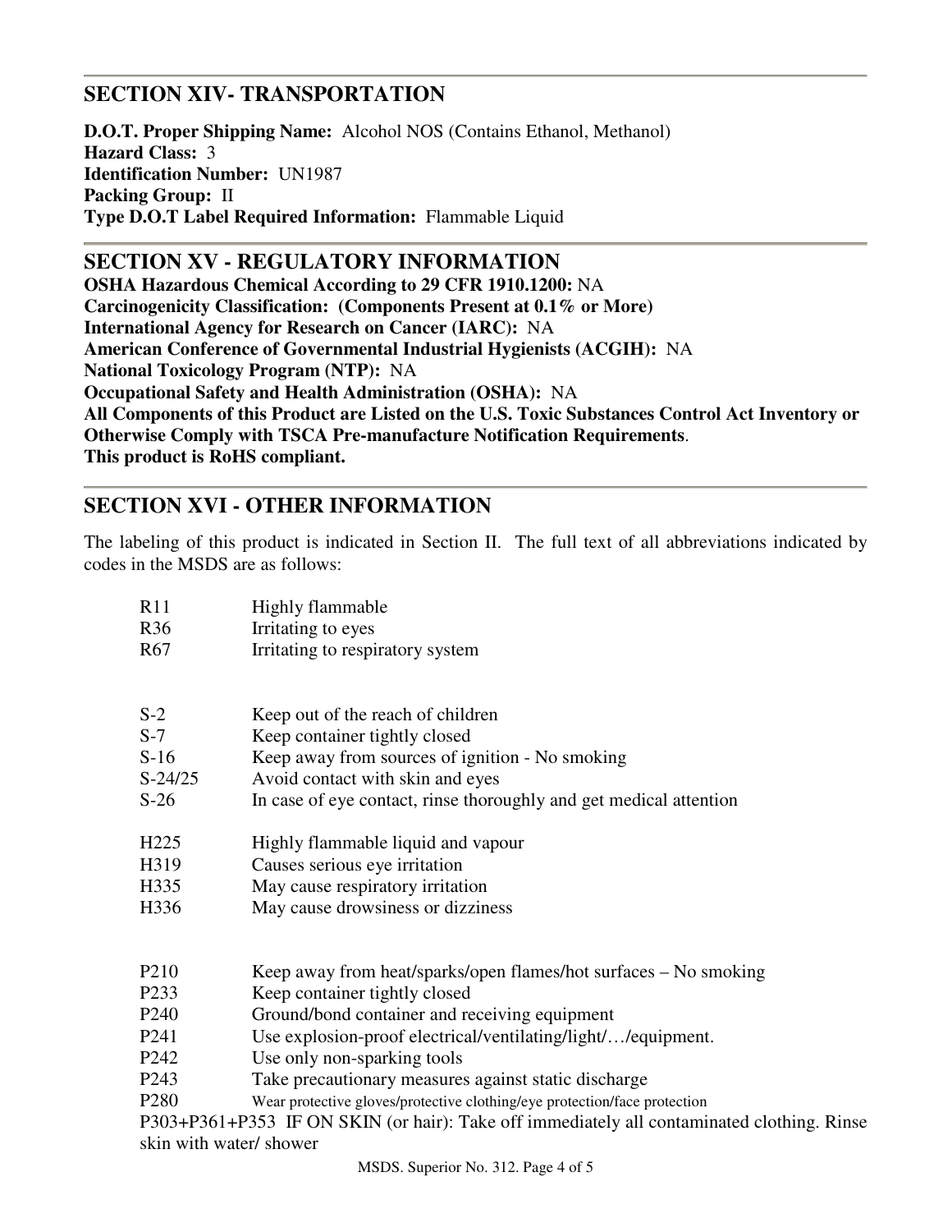## SECTION XIV- TRANSPORTATION

**D.O.T. Proper Shipping Name:** Alcohol NOS (Contains Ethanol, Methanol)
**Hazard Class:** 3
**Identification Number:** UN1987
**Packing Group:** II
**Type D.O.T Label Required Information:** Flammable Liquid

## SECTION XV - REGULATORY INFORMATION

**OSHA Hazardous Chemical According to 29 CFR 1910.1200:** NA
**Carcinogenicity Classification: (Components Present at 0.1% or More)**
**International Agency for Research on Cancer (IARC):** NA
**American Conference of Governmental Industrial Hygienists (ACGIH):** NA
**National Toxicology Program (NTP):** NA
**Occupational Safety and Health Administration (OSHA):** NA
**All Components of this Product are Listed on the U.S. Toxic Substances Control Act Inventory or Otherwise Comply with TSCA Pre-manufacture Notification Requirements**.
**This product is RoHS compliant.**

## SECTION XVI - OTHER INFORMATION

The labeling of this product is indicated in Section II. The full text of all abbreviations indicated by codes in the MSDS are as follows:

R11 Highly flammable
R36 Irritating to eyes
R67 Irritating to respiratory system

S-2 Keep out of the reach of children
S-7 Keep container tightly closed
S-16 Keep away from sources of ignition - No smoking
S-24/25 Avoid contact with skin and eyes
S-26 In case of eye contact, rinse thoroughly and get medical attention

H225 Highly flammable liquid and vapour
H319 Causes serious eye irritation
H335 May cause respiratory irritation
H336 May cause drowsiness or dizziness

P210 Keep away from heat/sparks/open flames/hot surfaces – No smoking
P233 Keep container tightly closed
P240 Ground/bond container and receiving equipment
P241 Use explosion-proof electrical/ventilating/light/…/equipment.
P242 Use only non-sparking tools
P243 Take precautionary measures against static discharge
P280 Wear protective gloves/protective clothing/eye protection/face protection
P303+P361+P353 IF ON SKIN (or hair): Take off immediately all contaminated clothing. Rinse skin with water/ shower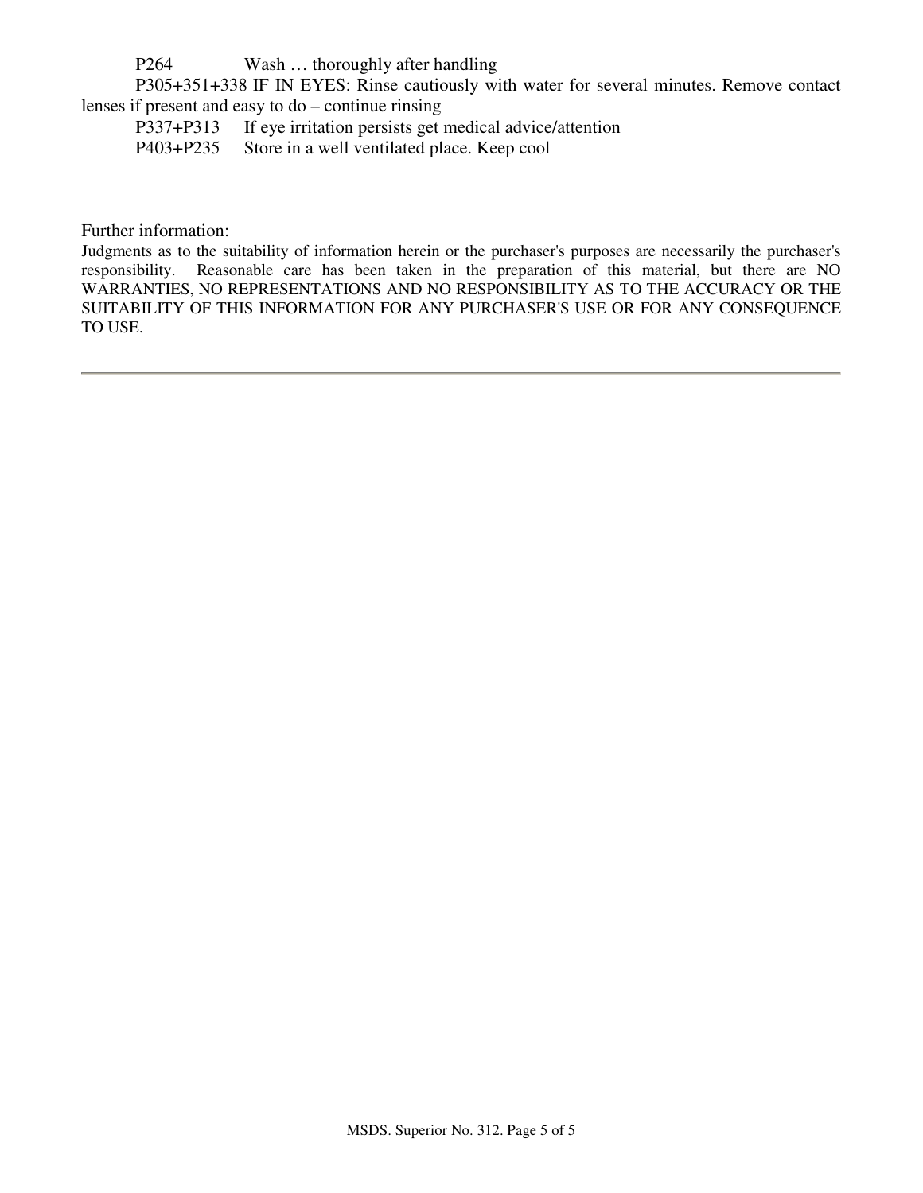P264 Wash … thoroughly after handling

P305+351+338 IF IN EYES: Rinse cautiously with water for several minutes. Remove contact lenses if present and easy to do – continue rinsing

P337+P313 If eye irritation persists get medical advice/attention

P403+P235 Store in a well ventilated place. Keep cool

Further information:

Judgments as to the suitability of information herein or the purchaser's purposes are necessarily the purchaser's responsibility. Reasonable care has been taken in the preparation of this material, but there are NO WARRANTIES, NO REPRESENTATIONS AND NO RESPONSIBILITY AS TO THE ACCURACY OR THE SUITABILITY OF THIS INFORMATION FOR ANY PURCHASER'S USE OR FOR ANY CONSEQUENCE TO USE.

---